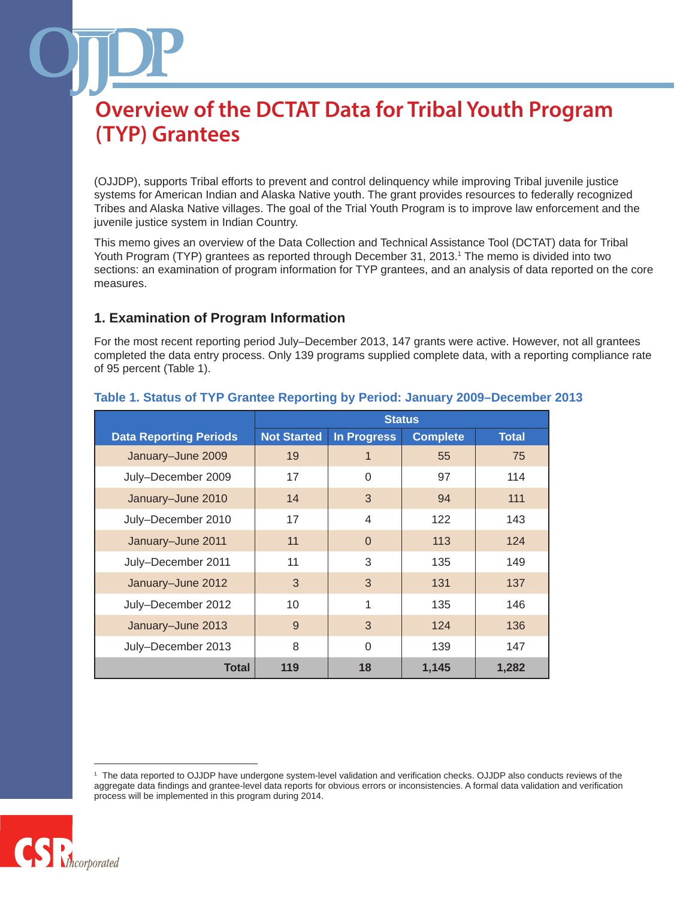# Overview of the DCTAT Data for Tribal Youth Program (TYP) Grantees

(OJJDP), supports Tribal efforts to prevent and control delinquency while improving Tribal juvenile justice systems for American Indian and Alaska Native youth. The grant provides resources to federally recognized Tribes and Alaska Native villages. The goal of the Trial Youth Program is to improve law enforcement and the juvenile justice system in Indian Country.

This memo gives an overview of the Data Collection and Technical Assistance Tool (DCTAT) data for Tribal Youth Program (TYP) grantees as reported through December 31, 2013.[1] The memo is divided into two sections: an examination of program information for TYP grantees, and an analysis of data reported on the core measures.

## 1. Examination of Program Information

For the most recent reporting period July–December 2013, 147 grants were active. However, not all grantees completed the data entry process. Only 139 programs supplied complete data, with a reporting compliance rate of 95 percent (Table 1).

**Table 1. Status of TYP Grantee Reporting by Period: January 2009–December 2013**

| | Status | | | |
|---|---|---|---|---|
| **Data Reporting Periods** | **Not Started** | **In Progress** | **Complete** | **Total** |
| January–June 2009 | 19 | 1 | 55 | 75 |
| July–December 2009 | 17 | 0 | 97 | 114 |
| January–June 2010 | 14 | 3 | 94 | 111 |
| July–December 2010 | 17 | 4 | 122 | 143 |
| January–June 2011 | 11 | 0 | 113 | 124 |
| July–December 2011 | 11 | 3 | 135 | 149 |
| January–June 2012 | 3 | 3 | 131 | 137 |
| July–December 2012 | 10 | 1 | 135 | 146 |
| January–June 2013 | 9 | 3 | 124 | 136 |
| July–December 2013 | 8 | 0 | 139 | 147 |
| **Total** | **119** | **18** | **1,145** | **1,282** |

[1] The data reported to OJJDP have undergone system-level validation and verification checks. OJJDP also conducts reviews of the aggregate data findings and grantee-level data reports for obvious errors or inconsistencies. A formal data validation and verification process will be implemented in this program during 2014.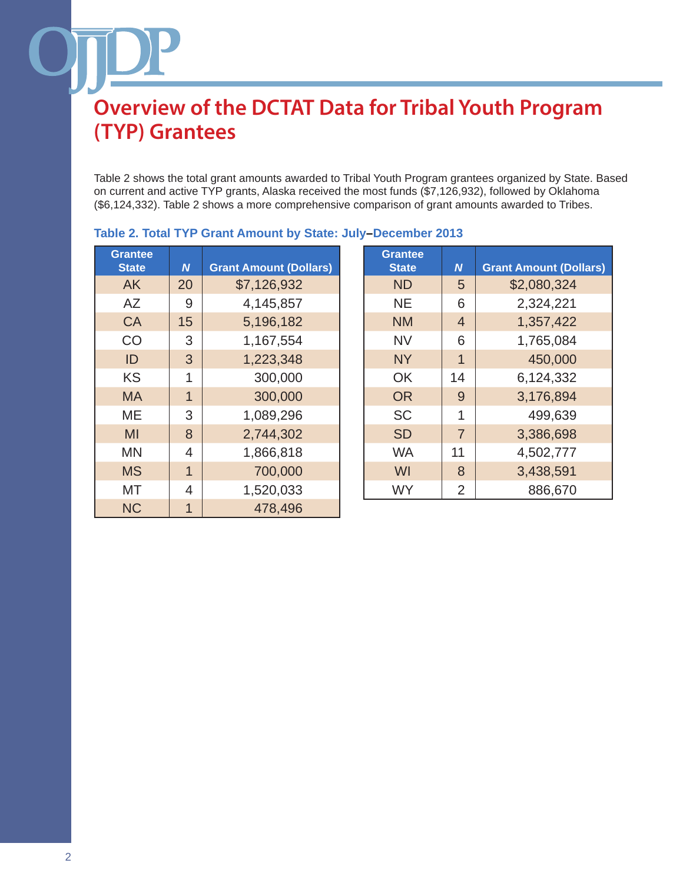# Overview of the DCTAT Data for Tribal Youth Program (TYP) Grantees

Table 2 shows the total grant amounts awarded to Tribal Youth Program grantees organized by State. Based on current and active TYP grants, Alaska received the most funds ($7,126,932), followed by Oklahoma ($6,124,332). Table 2 shows a more comprehensive comparison of grant amounts awarded to Tribes.

**Table 2. Total TYP Grant Amount by State: July–December 2013**

| Grantee State | *N* | Grant Amount (Dollars) |
|---|---|---|
| AK | 20 | $7,126,932 |
| AZ | 9 | 4,145,857 |
| CA | 15 | 5,196,182 |
| CO | 3 | 1,167,554 |
| ID | 3 | 1,223,348 |
| KS | 1 | 300,000 |
| MA | 1 | 300,000 |
| ME | 3 | 1,089,296 |
| MI | 8 | 2,744,302 |
| MN | 4 | 1,866,818 |
| MS | 1 | 700,000 |
| MT | 4 | 1,520,033 |
| NC | 1 | 478,496 |
| ND | 5 | $2,080,324 |
| NE | 6 | 2,324,221 |
| NM | 4 | 1,357,422 |
| NV | 6 | 1,765,084 |
| NY | 1 | 450,000 |
| OK | 14 | 6,124,332 |
| OR | 9 | 3,176,894 |
| SC | 1 | 499,639 |
| SD | 7 | 3,386,698 |
| WA | 11 | 4,502,777 |
| WI | 8 | 3,438,591 |
| WY | 2 | 886,670 |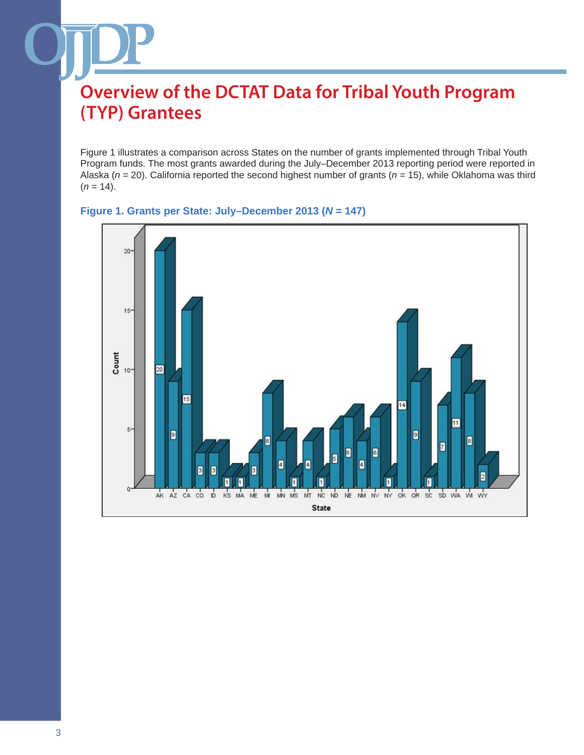# Overview of the DCTAT Data for Tribal Youth Program (TYP) Grantees

Figure 1 illustrates a comparison across States on the number of grants implemented through Tribal Youth Program funds. The most grants awarded during the July–December 2013 reporting period were reported in Alaska ($n$ = 20). California reported the second highest number of grants ($n$ = 15), while Oklahoma was third ($n$ = 14).

**Figure 1. Grants per State: July–December 2013 ($N$ = 147)**

| State | Count |
|---|---|
| AK | 20 |
| AZ | 9 |
| CA | 15 |
| CO | 3 |
| ID | 3 |
| KS | 1 |
| MA | 1 |
| ME | 3 |
| MI | 8 |
| MN | 4 |
| MS | 1 |
| MT | 4 |
| NC | 1 |
| ND | 5 |
| NE | 6 |
| NM | 4 |
| NV | 6 |
| NY | 1 |
| OK | 14 |
| OR | 9 |
| SC | 1 |
| SD | 7 |
| WA | 11 |
| WI | 8 |
| WY | 2 |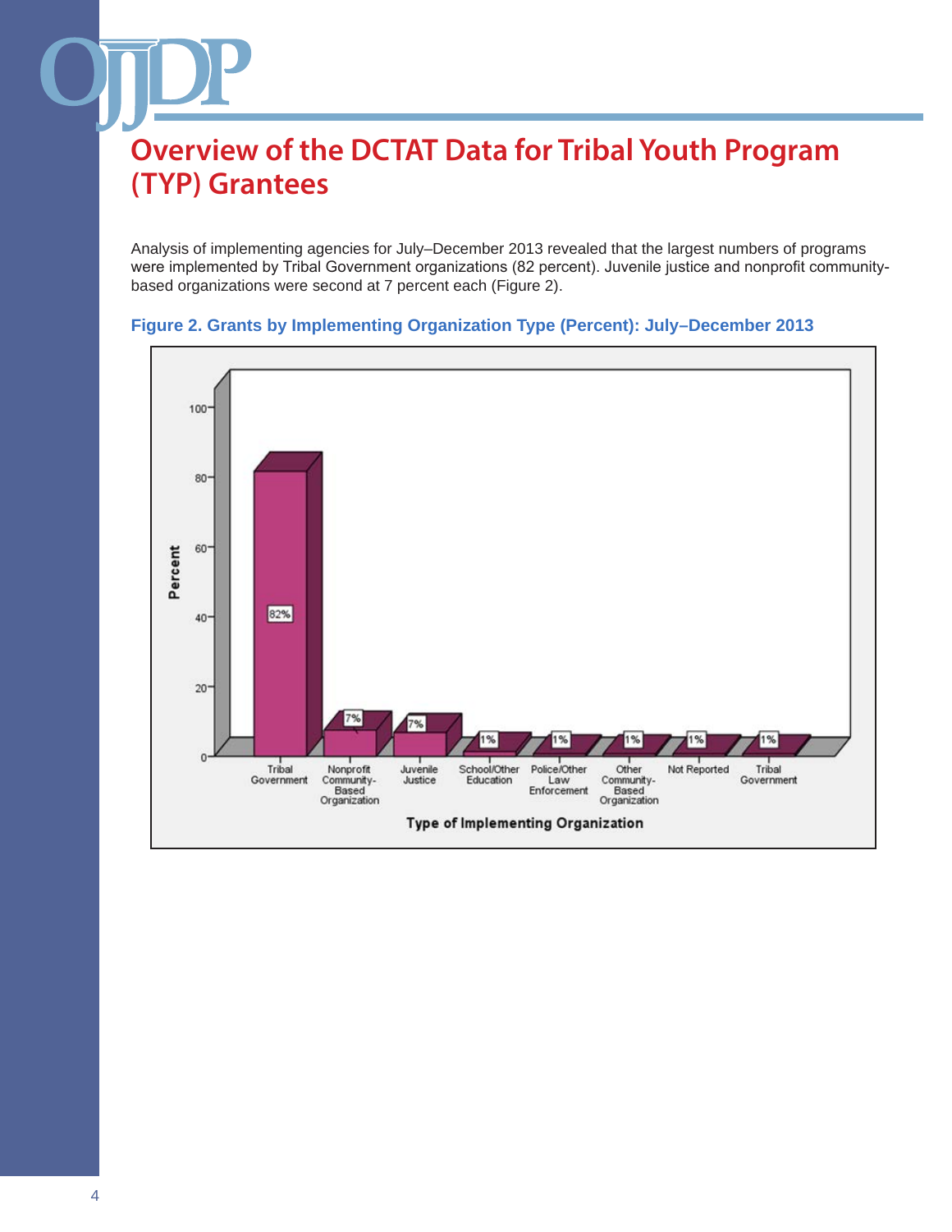# Overview of the DCTAT Data for Tribal Youth Program (TYP) Grantees

Analysis of implementing agencies for July–December 2013 revealed that the largest numbers of programs were implemented by Tribal Government organizations (82 percent). Juvenile justice and nonprofit community-based organizations were second at 7 percent each (Figure 2).

**Figure 2. Grants by Implementing Organization Type (Percent): July–December 2013**

| Type of Implementing Organization | Percent |
| --- | --- |
| Tribal Government | 82% |
| Nonprofit Community-Based Organization | 7% |
| Juvenile Justice | 7% |
| School/Other Education | 1% |
| Police/Other Law Enforcement | 1% |
| Other Community-Based Organization | 1% |
| Not Reported | 1% |
| Tribal Government | 1% |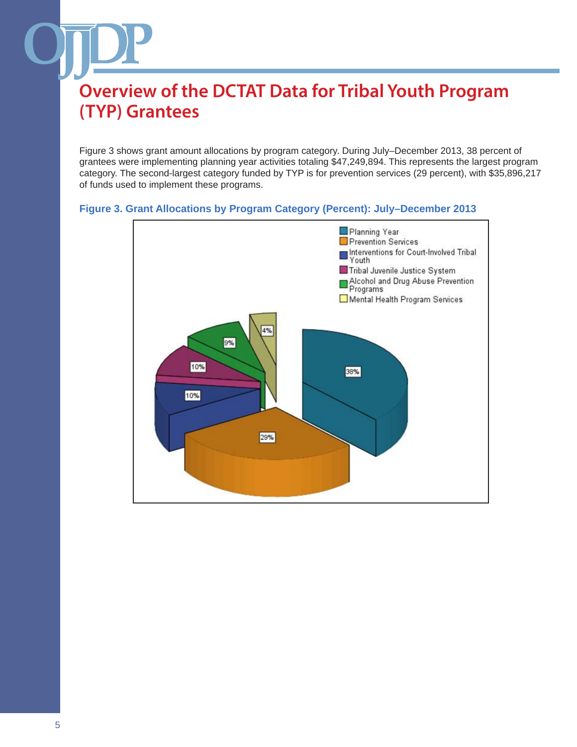# Overview of the DCTAT Data for Tribal Youth Program (TYP) Grantees

Figure 3 shows grant amount allocations by program category. During July–December 2013, 38 percent of grantees were implementing planning year activities totaling $47,249,894. This represents the largest program category. The second-largest category funded by TYP is for prevention services (29 percent), with $35,896,217 of funds used to implement these programs.

**Figure 3. Grant Allocations by Program Category (Percent): July–December 2013**

| Program Category | Percent |
| --- | --- |
| Planning Year | 38% |
| Prevention Services | 29% |
| Interventions for Court-Involved Tribal Youth | 10% |
| Tribal Juvenile Justice System | 10% |
| Alcohol and Drug Abuse Prevention Programs | 9% |
| Mental Health Program Services | 4% |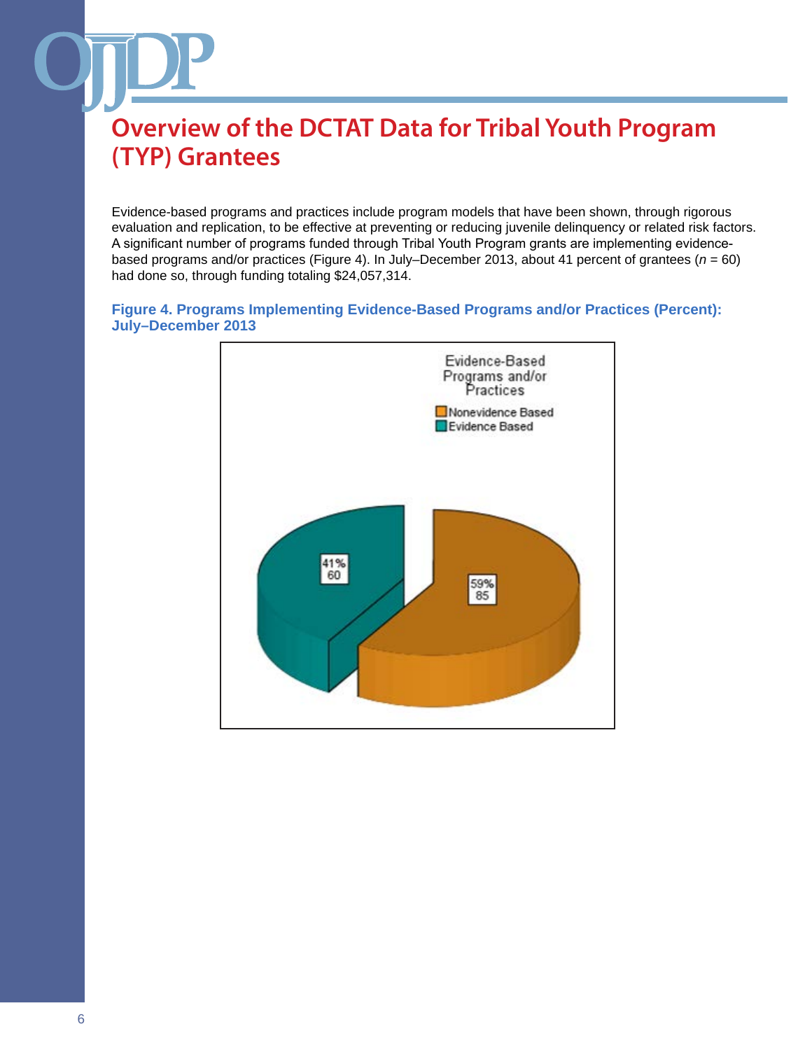# Overview of the DCTAT Data for Tribal Youth Program (TYP) Grantees

Evidence-based programs and practices include program models that have been shown, through rigorous evaluation and replication, to be effective at preventing or reducing juvenile delinquency or related risk factors. A significant number of programs funded through Tribal Youth Program grants are implementing evidence-based programs and/or practices (Figure 4). In July–December 2013, about 41 percent of grantees ($n$ = 60) had done so, through funding totaling $24,057,314.

**Figure 4. Programs Implementing Evidence-Based Programs and/or Practices (Percent): July–December 2013**

Evidence-Based Programs and/or Practices

- Nonevidence Based: 59%, 85
- Evidence Based: 41%, 60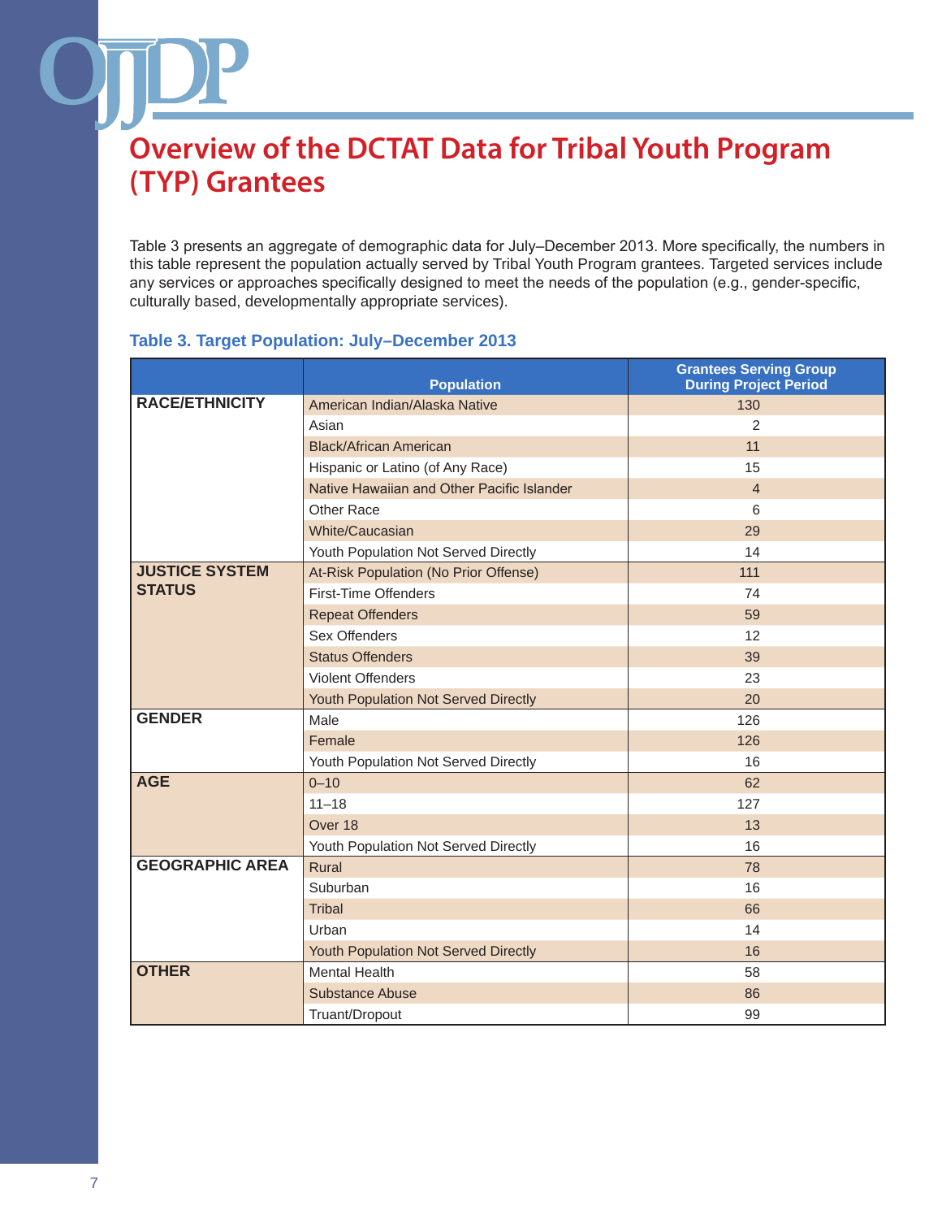# Overview of the DCTAT Data for Tribal Youth Program (TYP) Grantees

Table 3 presents an aggregate of demographic data for July–December 2013. More specifically, the numbers in this table represent the population actually served by Tribal Youth Program grantees. Targeted services include any services or approaches specifically designed to meet the needs of the population (e.g., gender-specific, culturally based, developmentally appropriate services).

### Table 3. Target Population: July–December 2013

| | Population | Grantees Serving Group During Project Period |
|---|---|---|
| **RACE/ETHNICITY** | American Indian/Alaska Native | 130 |
| | Asian | 2 |
| | Black/African American | 11 |
| | Hispanic or Latino (of Any Race) | 15 |
| | Native Hawaiian and Other Pacific Islander | 4 |
| | Other Race | 6 |
| | White/Caucasian | 29 |
| | Youth Population Not Served Directly | 14 |
| **JUSTICE SYSTEM STATUS** | At-Risk Population (No Prior Offense) | 111 |
| | First-Time Offenders | 74 |
| | Repeat Offenders | 59 |
| | Sex Offenders | 12 |
| | Status Offenders | 39 |
| | Violent Offenders | 23 |
| | Youth Population Not Served Directly | 20 |
| **GENDER** | Male | 126 |
| | Female | 126 |
| | Youth Population Not Served Directly | 16 |
| **AGE** | 0–10 | 62 |
| | 11–18 | 127 |
| | Over 18 | 13 |
| | Youth Population Not Served Directly | 16 |
| **GEOGRAPHIC AREA** | Rural | 78 |
| | Suburban | 16 |
| | Tribal | 66 |
| | Urban | 14 |
| | Youth Population Not Served Directly | 16 |
| **OTHER** | Mental Health | 58 |
| | Substance Abuse | 86 |
| | Truant/Dropout | 99 |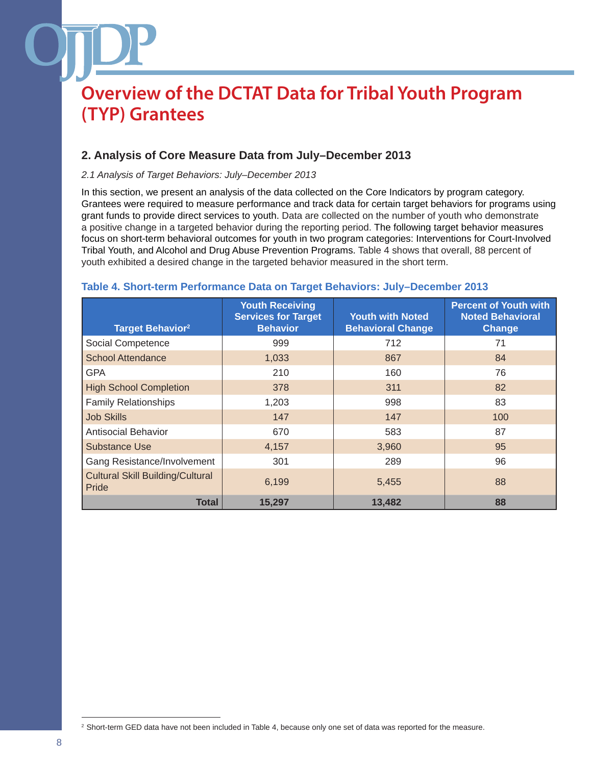# Overview of the DCTAT Data for Tribal Youth Program (TYP) Grantees

## 2. Analysis of Core Measure Data from July–December 2013

*2.1 Analysis of Target Behaviors: July–December 2013*

In this section, we present an analysis of the data collected on the Core Indicators by program category. Grantees were required to measure performance and track data for certain target behaviors for programs using grant funds to provide direct services to youth. Data are collected on the number of youth who demonstrate a positive change in a targeted behavior during the reporting period. The following target behavior measures focus on short-term behavioral outcomes for youth in two program categories: Interventions for Court-Involved Tribal Youth, and Alcohol and Drug Abuse Prevention Programs. Table 4 shows that overall, 88 percent of youth exhibited a desired change in the targeted behavior measured in the short term.

**Table 4. Short-term Performance Data on Target Behaviors: July–December 2013**

| Target Behavior[2] | Youth Receiving Services for Target Behavior | Youth with Noted Behavioral Change | Percent of Youth with Noted Behavioral Change |
|---|---|---|---|
| Social Competence | 999 | 712 | 71 |
| School Attendance | 1,033 | 867 | 84 |
| GPA | 210 | 160 | 76 |
| High School Completion | 378 | 311 | 82 |
| Family Relationships | 1,203 | 998 | 83 |
| Job Skills | 147 | 147 | 100 |
| Antisocial Behavior | 670 | 583 | 87 |
| Substance Use | 4,157 | 3,960 | 95 |
| Gang Resistance/Involvement | 301 | 289 | 96 |
| Cultural Skill Building/Cultural Pride | 6,199 | 5,455 | 88 |
| **Total** | **15,297** | **13,482** | **88** |

[2] Short-term GED data have not been included in Table 4, because only one set of data was reported for the measure.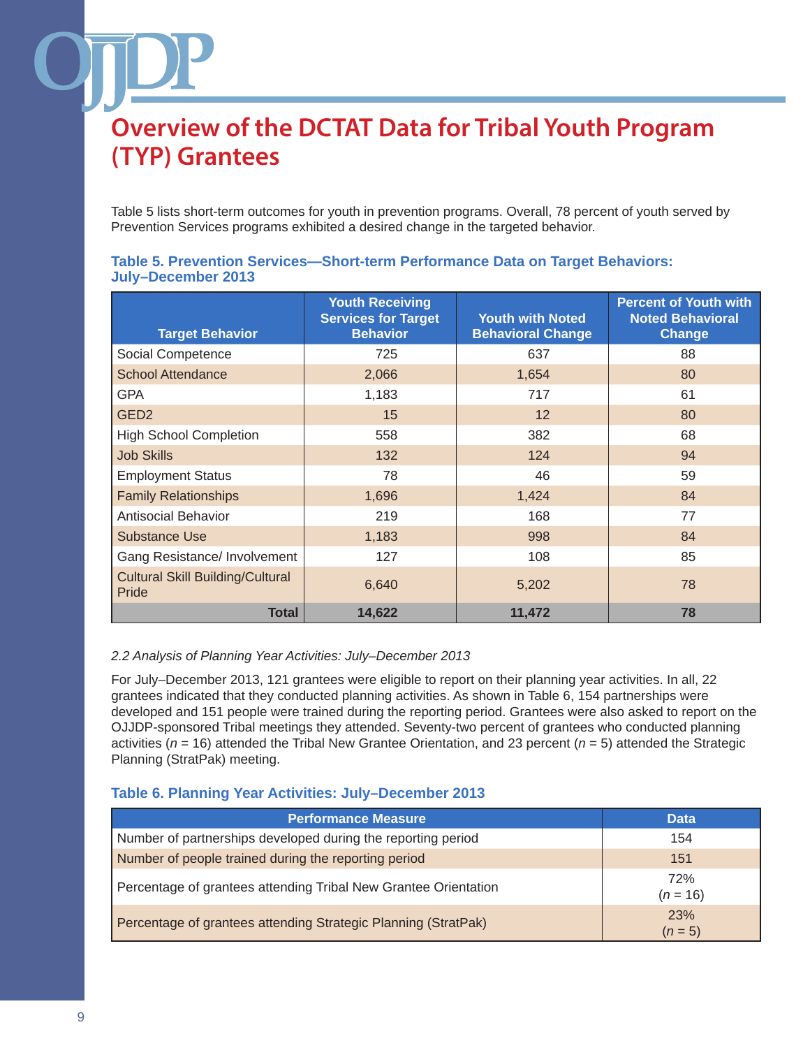# Overview of the DCTAT Data for Tribal Youth Program (TYP) Grantees

Table 5 lists short-term outcomes for youth in prevention programs. Overall, 78 percent of youth served by Prevention Services programs exhibited a desired change in the targeted behavior.

### Table 5. Prevention Services—Short-term Performance Data on Target Behaviors: July–December 2013

| Target Behavior | Youth Receiving Services for Target Behavior | Youth with Noted Behavioral Change | Percent of Youth with Noted Behavioral Change |
|---|---|---|---|
| Social Competence | 725 | 637 | 88 |
| School Attendance | 2,066 | 1,654 | 80 |
| GPA | 1,183 | 717 | 61 |
| GED2 | 15 | 12 | 80 |
| High School Completion | 558 | 382 | 68 |
| Job Skills | 132 | 124 | 94 |
| Employment Status | 78 | 46 | 59 |
| Family Relationships | 1,696 | 1,424 | 84 |
| Antisocial Behavior | 219 | 168 | 77 |
| Substance Use | 1,183 | 998 | 84 |
| Gang Resistance/ Involvement | 127 | 108 | 85 |
| Cultural Skill Building/Cultural Pride | 6,640 | 5,202 | 78 |
| **Total** | **14,622** | **11,472** | **78** |

*2.2 Analysis of Planning Year Activities: July–December 2013*

For July–December 2013, 121 grantees were eligible to report on their planning year activities. In all, 22 grantees indicated that they conducted planning activities. As shown in Table 6, 154 partnerships were developed and 151 people were trained during the reporting period. Grantees were also asked to report on the OJJDP-sponsored Tribal meetings they attended. Seventy-two percent of grantees who conducted planning activities ($n$ = 16) attended the Tribal New Grantee Orientation, and 23 percent ($n$ = 5) attended the Strategic Planning (StratPak) meeting.

### Table 6. Planning Year Activities: July–December 2013

| Performance Measure | Data |
|---|---|
| Number of partnerships developed during the reporting period | 154 |
| Number of people trained during the reporting period | 151 |
| Percentage of grantees attending Tribal New Grantee Orientation | 72% ($n$ = 16) |
| Percentage of grantees attending Strategic Planning (StratPak) | 23% ($n$ = 5) |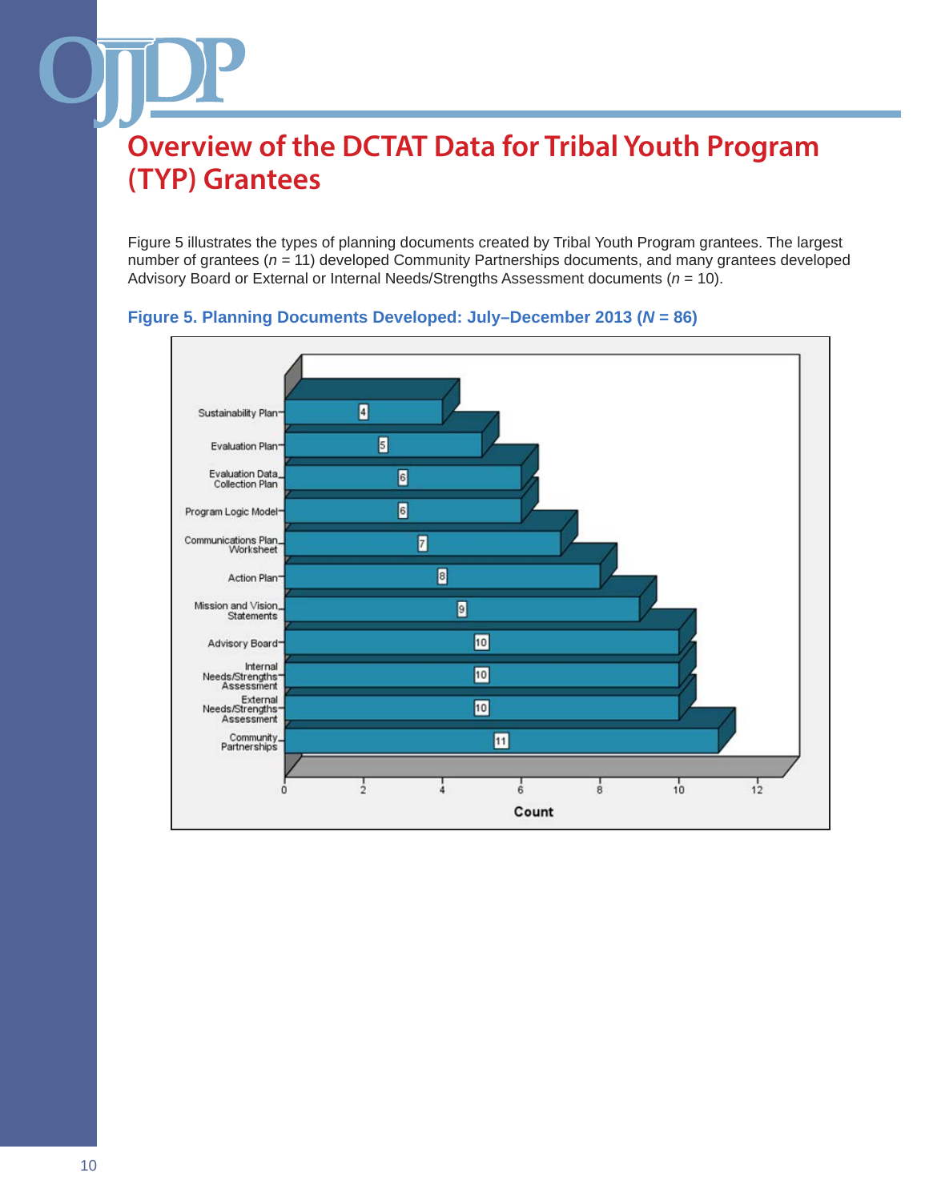# Overview of the DCTAT Data for Tribal Youth Program (TYP) Grantees

Figure 5 illustrates the types of planning documents created by Tribal Youth Program grantees. The largest number of grantees (*n* = 11) developed Community Partnerships documents, and many grantees developed Advisory Board or External or Internal Needs/Strengths Assessment documents (*n* = 10).

**Figure 5. Planning Documents Developed: July–December 2013 (*N* = 86)**

| Planning Document | Count |
|---|---|
| Sustainability Plan | 4 |
| Evaluation Plan | 5 |
| Evaluation Data Collection Plan | 6 |
| Program Logic Model | 6 |
| Communications Plan Worksheet | 7 |
| Action Plan | 8 |
| Mission and Vision Statements | 9 |
| Advisory Board | 10 |
| Internal Needs/Strengths Assessment | 10 |
| External Needs/Strengths Assessment | 10 |
| Community Partnerships | 11 |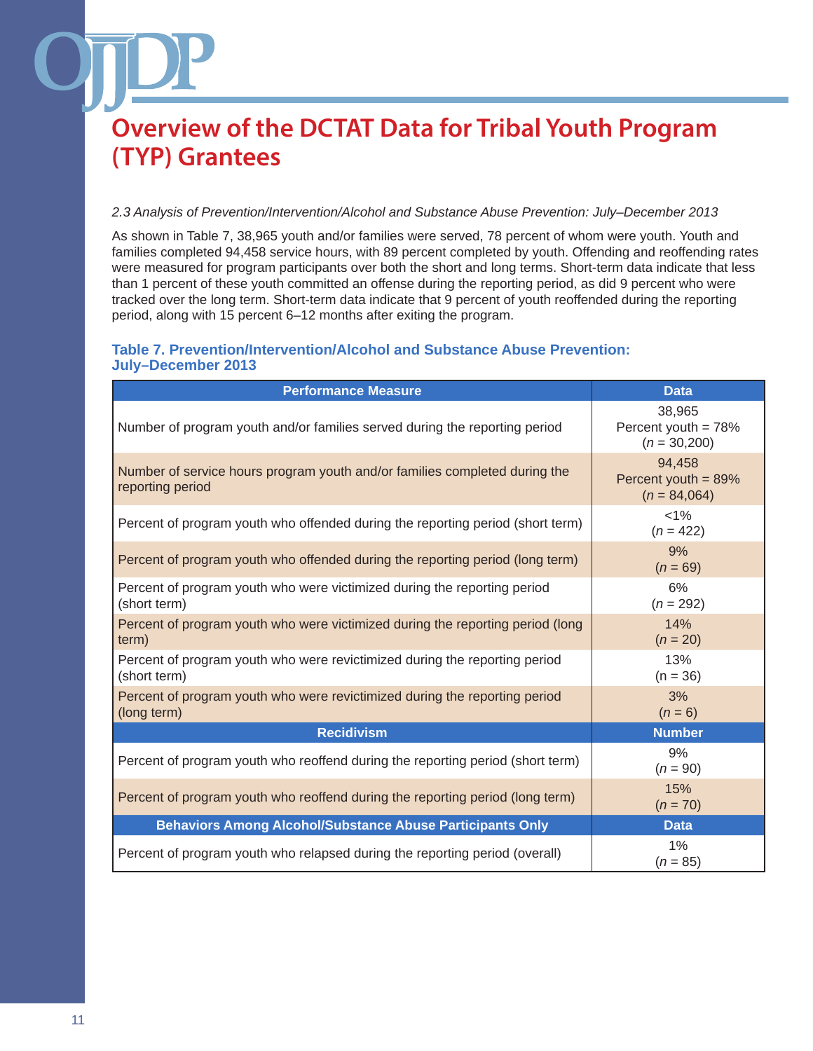# Overview of the DCTAT Data for Tribal Youth Program (TYP) Grantees

*2.3 Analysis of Prevention/Intervention/Alcohol and Substance Abuse Prevention: July–December 2013*

As shown in Table 7, 38,965 youth and/or families were served, 78 percent of whom were youth. Youth and families completed 94,458 service hours, with 89 percent completed by youth. Offending and reoffending rates were measured for program participants over both the short and long terms. Short-term data indicate that less than 1 percent of these youth committed an offense during the reporting period, as did 9 percent who were tracked over the long term. Short-term data indicate that 9 percent of youth reoffended during the reporting period, along with 15 percent 6–12 months after exiting the program.

### Table 7. Prevention/Intervention/Alcohol and Substance Abuse Prevention: July–December 2013

| Performance Measure | Data |
|---|---|
| Number of program youth and/or families served during the reporting period | 38,965<br>Percent youth = 78%<br>(*n* = 30,200) |
| Number of service hours program youth and/or families completed during the reporting period | 94,458<br>Percent youth = 89%<br>(*n* = 84,064) |
| Percent of program youth who offended during the reporting period (short term) | <1%<br>(*n* = 422) |
| Percent of program youth who offended during the reporting period (long term) | 9%<br>(*n* = 69) |
| Percent of program youth who were victimized during the reporting period (short term) | 6%<br>(*n* = 292) |
| Percent of program youth who were victimized during the reporting period (long term) | 14%<br>(*n* = 20) |
| Percent of program youth who were revictimized during the reporting period (short term) | 13%<br>(n = 36) |
| Percent of program youth who were revictimized during the reporting period (long term) | 3%<br>(*n* = 6) |
| **Recidivism** | **Number** |
| Percent of program youth who reoffend during the reporting period (short term) | 9%<br>(*n* = 90) |
| Percent of program youth who reoffend during the reporting period (long term) | 15%<br>(*n* = 70) |
| **Behaviors Among Alcohol/Substance Abuse Participants Only** | **Data** |
| Percent of program youth who relapsed during the reporting period (overall) | 1%<br>(*n* = 85) |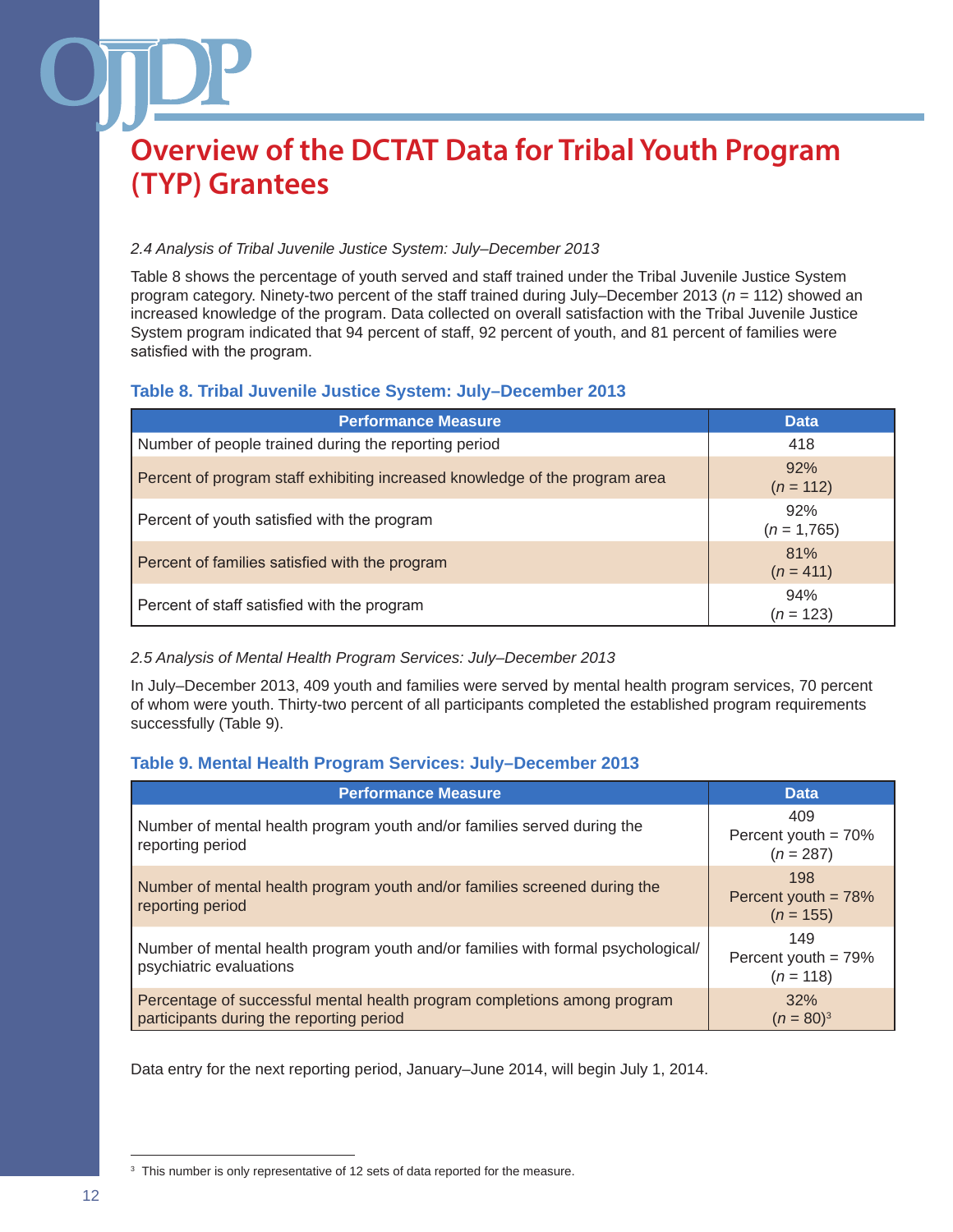# Overview of the DCTAT Data for Tribal Youth Program (TYP) Grantees

*2.4 Analysis of Tribal Juvenile Justice System: July–December 2013*

Table 8 shows the percentage of youth served and staff trained under the Tribal Juvenile Justice System program category. Ninety-two percent of the staff trained during July–December 2013 (*n* = 112) showed an increased knowledge of the program. Data collected on overall satisfaction with the Tribal Juvenile Justice System program indicated that 94 percent of staff, 92 percent of youth, and 81 percent of families were satisfied with the program.

### Table 8. Tribal Juvenile Justice System: July–December 2013

| Performance Measure | Data |
|---|---|
| Number of people trained during the reporting period | 418 |
| Percent of program staff exhibiting increased knowledge of the program area | 92% (*n* = 112) |
| Percent of youth satisfied with the program | 92% (*n* = 1,765) |
| Percent of families satisfied with the program | 81% (*n* = 411) |
| Percent of staff satisfied with the program | 94% (*n* = 123) |

*2.5 Analysis of Mental Health Program Services: July–December 2013*

In July–December 2013, 409 youth and families were served by mental health program services, 70 percent of whom were youth. Thirty-two percent of all participants completed the established program requirements successfully (Table 9).

### Table 9. Mental Health Program Services: July–December 2013

| Performance Measure | Data |
|---|---|
| Number of mental health program youth and/or families served during the reporting period | 409<br>Percent youth = 70%<br>(*n* = 287) |
| Number of mental health program youth and/or families screened during the reporting period | 198<br>Percent youth = 78%<br>(*n* = 155) |
| Number of mental health program youth and/or families with formal psychological/psychiatric evaluations | 149<br>Percent youth = 79%<br>(*n* = 118) |
| Percentage of successful mental health program completions among program participants during the reporting period | 32%<br>(*n* = 80)[3] |

Data entry for the next reporting period, January–June 2014, will begin July 1, 2014.

[3] This number is only representative of 12 sets of data reported for the measure.